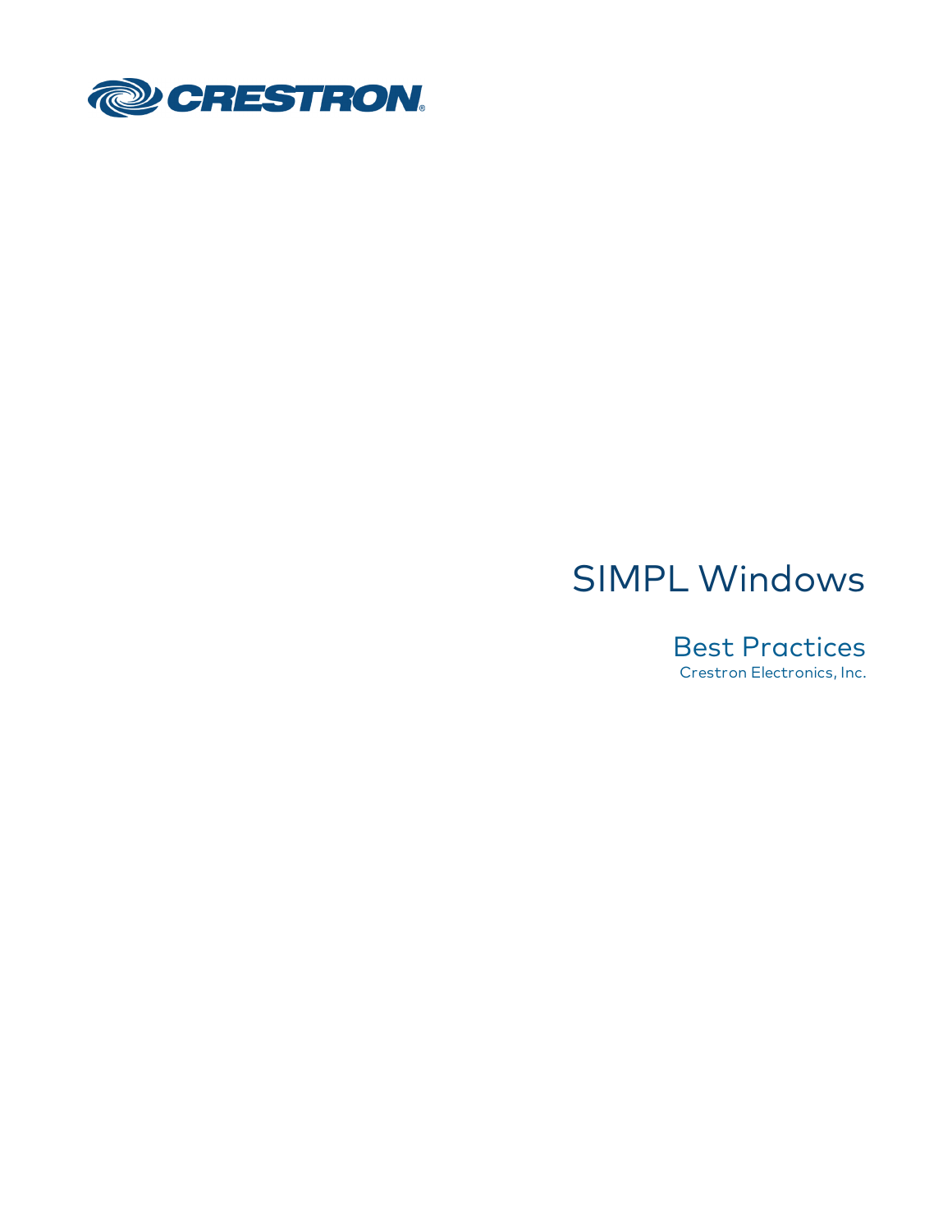CRESTRON

# SIMPL Windows

## Best Practices

Crestron Electronics, Inc.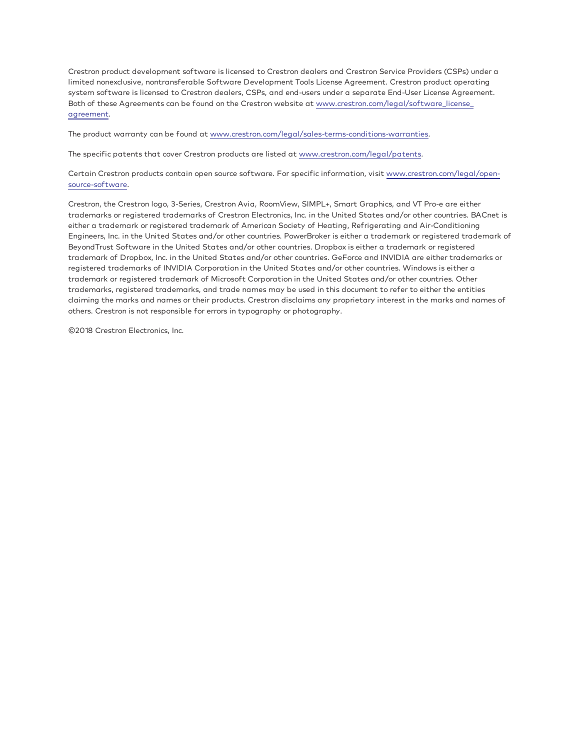Crestron product development software is licensed to Crestron dealers and Crestron Service Providers (CSPs) under a limited nonexclusive, nontransferable Software Development Tools License Agreement. Crestron product operating system software is licensed to Crestron dealers, CSPs, and end-users under a separate End-User License Agreement. Both of these Agreements can be found on the Crestron website at www.crestron.com/legal/software_license_agreement.

The product warranty can be found at www.crestron.com/legal/sales-terms-conditions-warranties.

The specific patents that cover Crestron products are listed at www.crestron.com/legal/patents.

Certain Crestron products contain open source software. For specific information, visit www.crestron.com/legal/open-source-software.

Crestron, the Crestron logo, 3-Series, Crestron Avia, RoomView, SIMPL+, Smart Graphics, and VT Pro-e are either trademarks or registered trademarks of Crestron Electronics, Inc. in the United States and/or other countries. BACnet is either a trademark or registered trademark of American Society of Heating, Refrigerating and Air-Conditioning Engineers, Inc. in the United States and/or other countries. PowerBroker is either a trademark or registered trademark of BeyondTrust Software in the United States and/or other countries. Dropbox is either a trademark or registered trademark of Dropbox, Inc. in the United States and/or other countries. GeForce and INVIDIA are either trademarks or registered trademarks of INVIDIA Corporation in the United States and/or other countries. Windows is either a trademark or registered trademark of Microsoft Corporation in the United States and/or other countries. Other trademarks, registered trademarks, and trade names may be used in this document to refer to either the entities claiming the marks and names or their products. Crestron disclaims any proprietary interest in the marks and names of others. Crestron is not responsible for errors in typography or photography.

©2018 Crestron Electronics, Inc.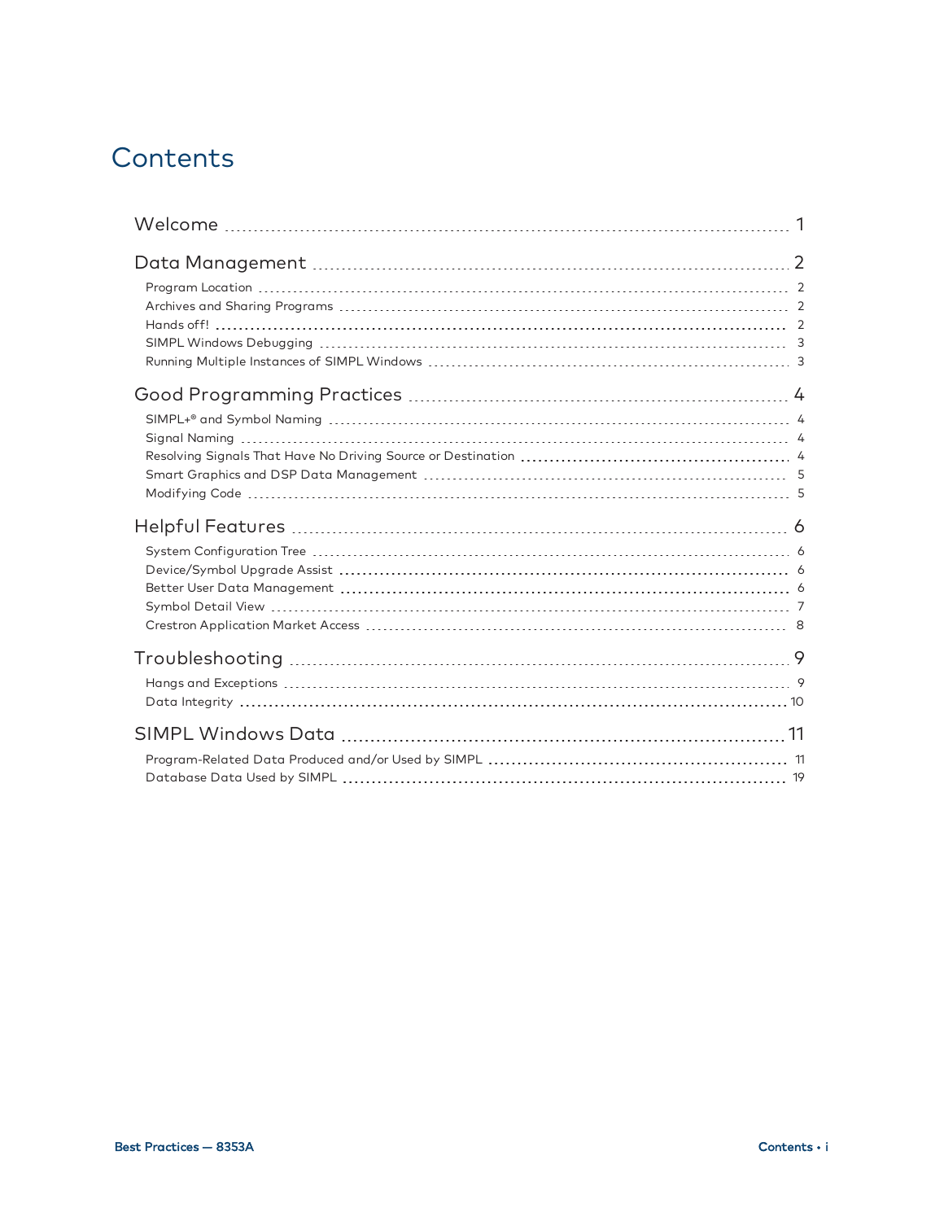# Contents

- Welcome ... 1
- Data Management ... 2
  - Program Location ... 2
  - Archives and Sharing Programs ... 2
  - Hands off! ... 2
  - SIMPL Windows Debugging ... 3
  - Running Multiple Instances of SIMPL Windows ... 3
- Good Programming Practices ... 4
  - SIMPL+® and Symbol Naming ... 4
  - Signal Naming ... 4
  - Resolving Signals That Have No Driving Source or Destination ... 4
  - Smart Graphics and DSP Data Management ... 5
  - Modifying Code ... 5
- Helpful Features ... 6
  - System Configuration Tree ... 6
  - Device/Symbol Upgrade Assist ... 6
  - Better User Data Management ... 6
  - Symbol Detail View ... 7
  - Crestron Application Market Access ... 8
- Troubleshooting ... 9
  - Hangs and Exceptions ... 9
  - Data Integrity ... 10
- SIMPL Windows Data ... 11
  - Program-Related Data Produced and/or Used by SIMPL ... 11
  - Database Data Used by SIMPL ... 19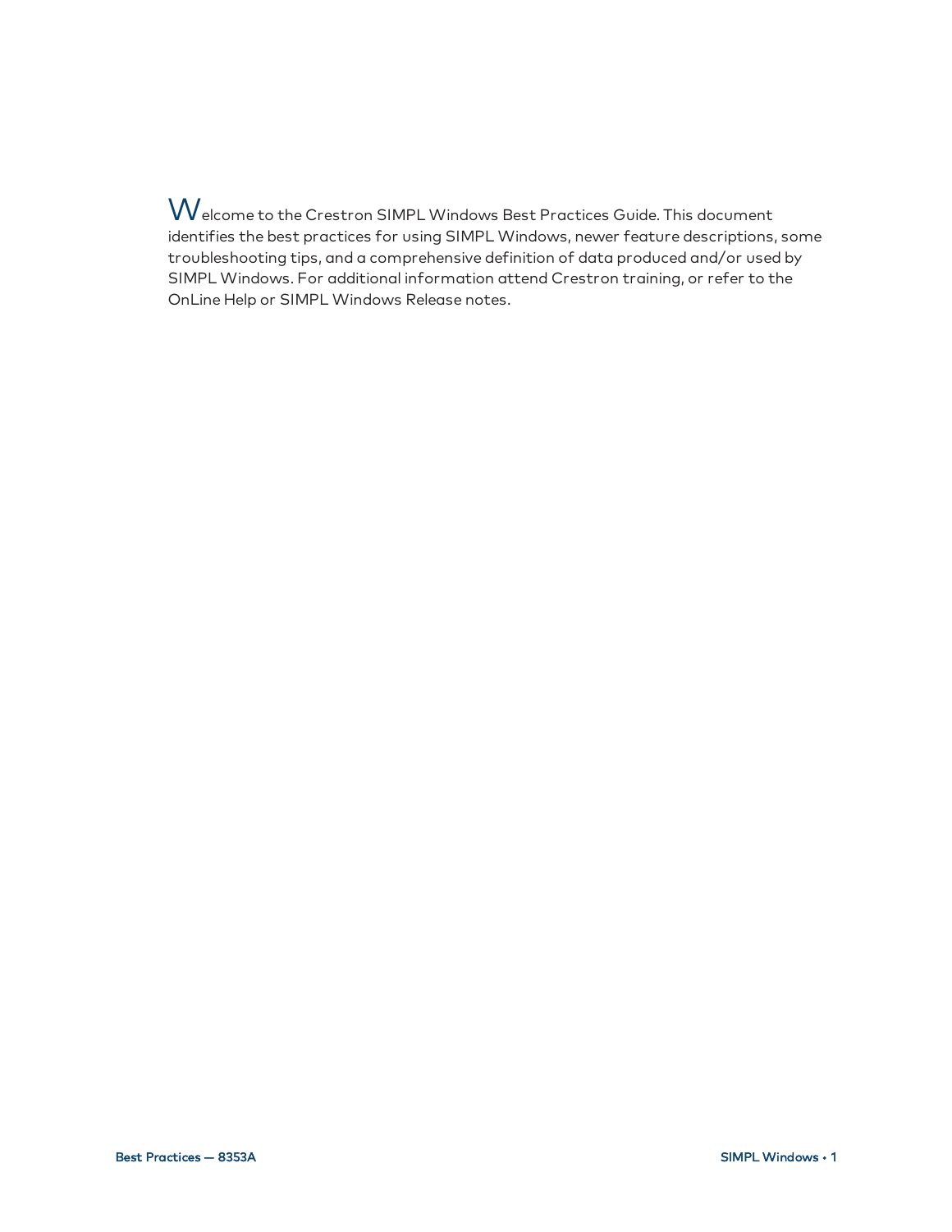Welcome to the Crestron SIMPL Windows Best Practices Guide. This document identifies the best practices for using SIMPL Windows, newer feature descriptions, some troubleshooting tips, and a comprehensive definition of data produced and/or used by SIMPL Windows. For additional information attend Crestron training, or refer to the OnLine Help or SIMPL Windows Release notes.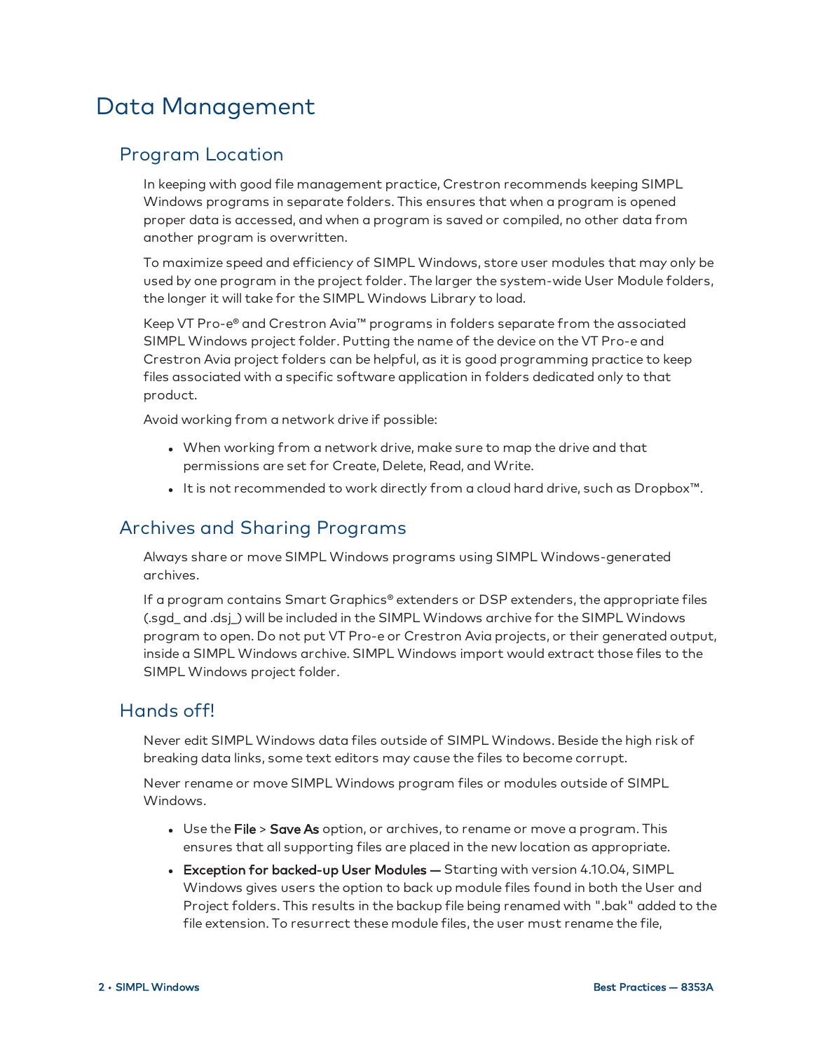# Data Management

## Program Location

In keeping with good file management practice, Crestron recommends keeping SIMPL Windows programs in separate folders. This ensures that when a program is opened proper data is accessed, and when a program is saved or compiled, no other data from another program is overwritten.

To maximize speed and efficiency of SIMPL Windows, store user modules that may only be used by one program in the project folder. The larger the system-wide User Module folders, the longer it will take for the SIMPL Windows Library to load.

Keep VT Pro-e® and Crestron Avia™ programs in folders separate from the associated SIMPL Windows project folder. Putting the name of the device on the VT Pro-e and Crestron Avia project folders can be helpful, as it is good programming practice to keep files associated with a specific software application in folders dedicated only to that product.

Avoid working from a network drive if possible:

- When working from a network drive, make sure to map the drive and that permissions are set for Create, Delete, Read, and Write.
- It is not recommended to work directly from a cloud hard drive, such as Dropbox™.

## Archives and Sharing Programs

Always share or move SIMPL Windows programs using SIMPL Windows-generated archives.

If a program contains Smart Graphics® extenders or DSP extenders, the appropriate files (.sgd_ and .dsj_) will be included in the SIMPL Windows archive for the SIMPL Windows program to open. Do not put VT Pro-e or Crestron Avia projects, or their generated output, inside a SIMPL Windows archive. SIMPL Windows import would extract those files to the SIMPL Windows project folder.

## Hands off!

Never edit SIMPL Windows data files outside of SIMPL Windows. Beside the high risk of breaking data links, some text editors may cause the files to become corrupt.

Never rename or move SIMPL Windows program files or modules outside of SIMPL Windows.

- Use the **File** > **Save As** option, or archives, to rename or move a program. This ensures that all supporting files are placed in the new location as appropriate.
- **Exception for backed-up User Modules —** Starting with version 4.10.04, SIMPL Windows gives users the option to back up module files found in both the User and Project folders. This results in the backup file being renamed with ".bak" added to the file extension. To resurrect these module files, the user must rename the file,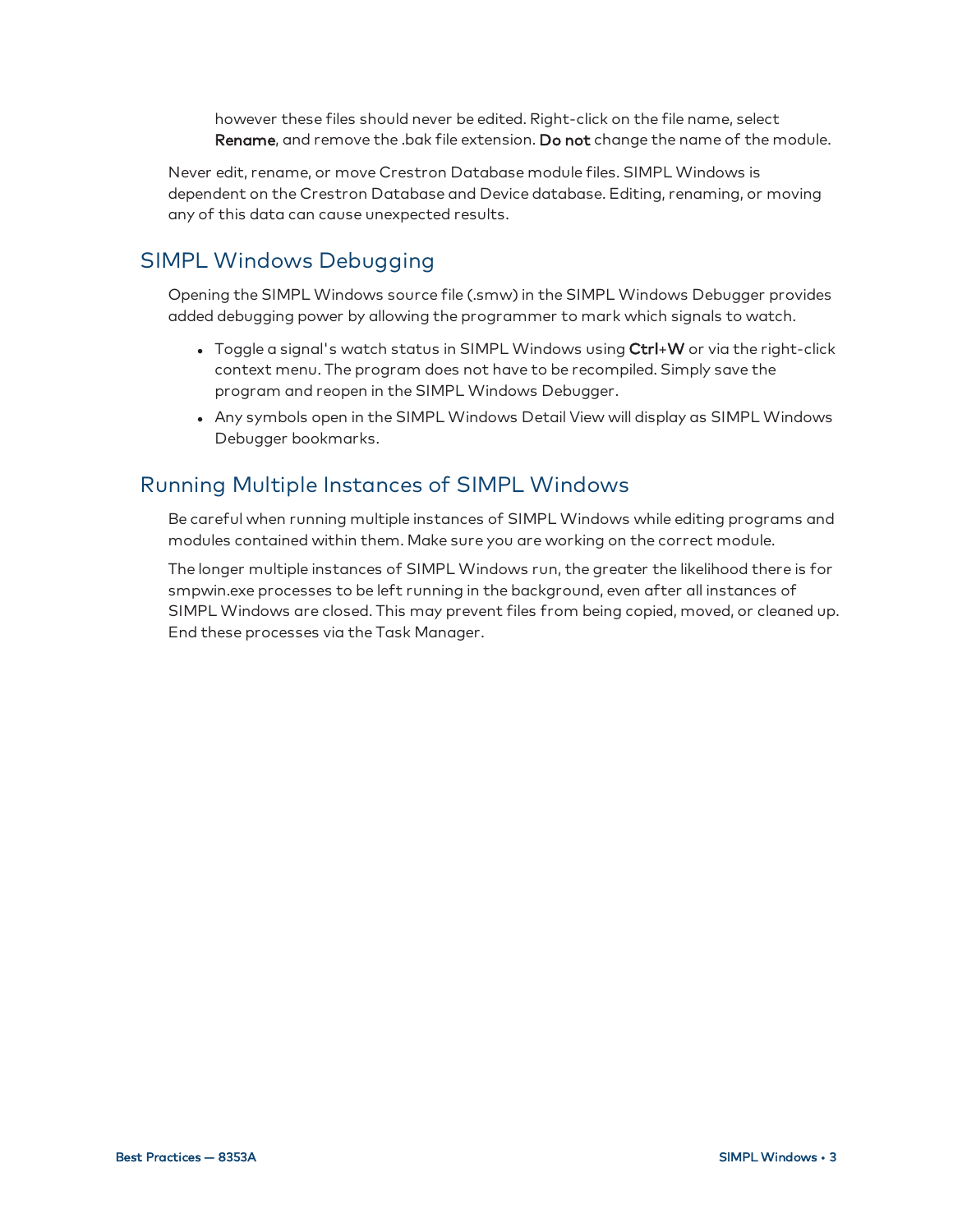however these files should never be edited. Right-click on the file name, select **Rename**, and remove the .bak file extension. **Do not** change the name of the module.

Never edit, rename, or move Crestron Database module files. SIMPL Windows is dependent on the Crestron Database and Device database. Editing, renaming, or moving any of this data can cause unexpected results.

## SIMPL Windows Debugging

Opening the SIMPL Windows source file (.smw) in the SIMPL Windows Debugger provides added debugging power by allowing the programmer to mark which signals to watch.

- Toggle a signal's watch status in SIMPL Windows using **Ctrl**+**W** or via the right-click context menu. The program does not have to be recompiled. Simply save the program and reopen in the SIMPL Windows Debugger.
- Any symbols open in the SIMPL Windows Detail View will display as SIMPL Windows Debugger bookmarks.

## Running Multiple Instances of SIMPL Windows

Be careful when running multiple instances of SIMPL Windows while editing programs and modules contained within them. Make sure you are working on the correct module.

The longer multiple instances of SIMPL Windows run, the greater the likelihood there is for smpwin.exe processes to be left running in the background, even after all instances of SIMPL Windows are closed. This may prevent files from being copied, moved, or cleaned up. End these processes via the Task Manager.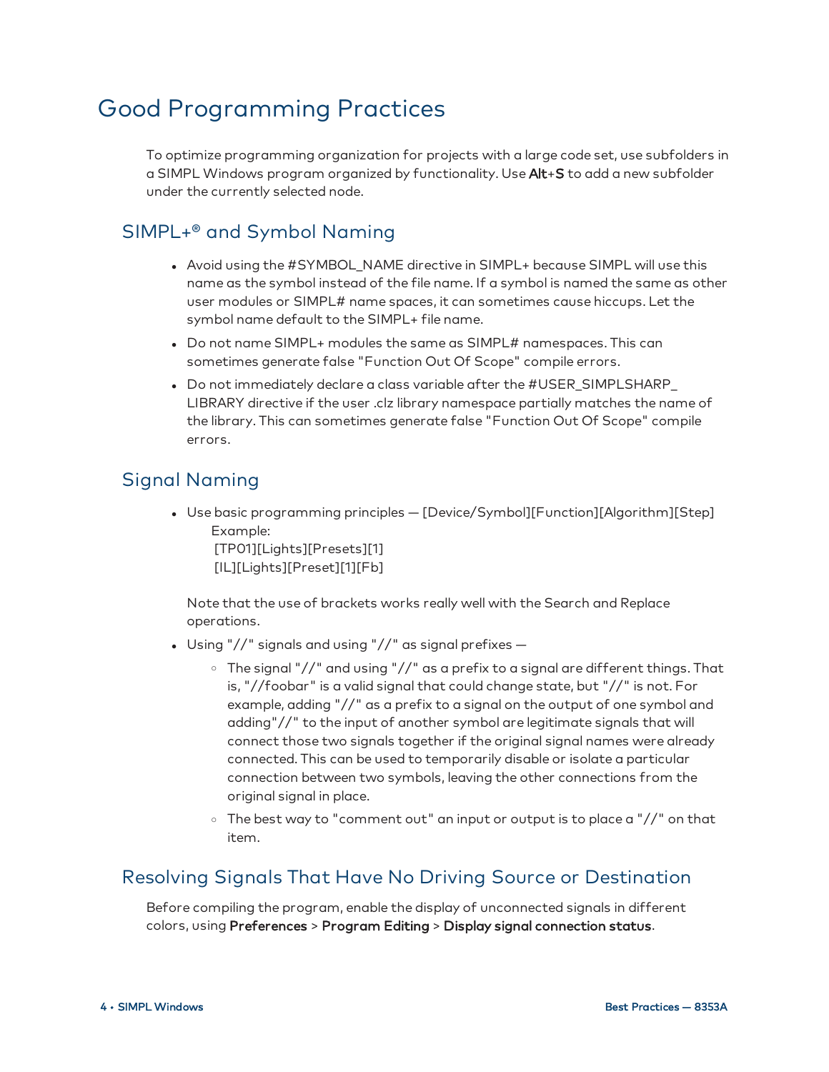# Good Programming Practices

To optimize programming organization for projects with a large code set, use subfolders in a SIMPL Windows program organized by functionality. Use **Alt+S** to add a new subfolder under the currently selected node.

## SIMPL+® and Symbol Naming

- Avoid using the #SYMBOL_NAME directive in SIMPL+ because SIMPL will use this name as the symbol instead of the file name. If a symbol is named the same as other user modules or SIMPL# name spaces, it can sometimes cause hiccups. Let the symbol name default to the SIMPL+ file name.
- Do not name SIMPL+ modules the same as SIMPL# namespaces. This can sometimes generate false "Function Out Of Scope" compile errors.
- Do not immediately declare a class variable after the #USER_SIMPLSHARP_LIBRARY directive if the user .clz library namespace partially matches the name of the library. This can sometimes generate false "Function Out Of Scope" compile errors.

## Signal Naming

- Use basic programming principles — [Device/Symbol][Function][Algorithm][Step]
  
  Example:
  
  [TP01][Lights][Presets][1]
  
  [IL][Lights][Preset][1][Fb]

  Note that the use of brackets works really well with the Search and Replace operations.
- Using "//" signals and using "//" as signal prefixes —
  - The signal "//" and using "//" as a prefix to a signal are different things. That is, "//foobar" is a valid signal that could change state, but "//" is not. For example, adding "//" as a prefix to a signal on the output of one symbol and adding"//" to the input of another symbol are legitimate signals that will connect those two signals together if the original signal names were already connected. This can be used to temporarily disable or isolate a particular connection between two symbols, leaving the other connections from the original signal in place.
  - The best way to "comment out" an input or output is to place a "//" on that item.

## Resolving Signals That Have No Driving Source or Destination

Before compiling the program, enable the display of unconnected signals in different colors, using **Preferences** > **Program Editing** > **Display signal connection status**.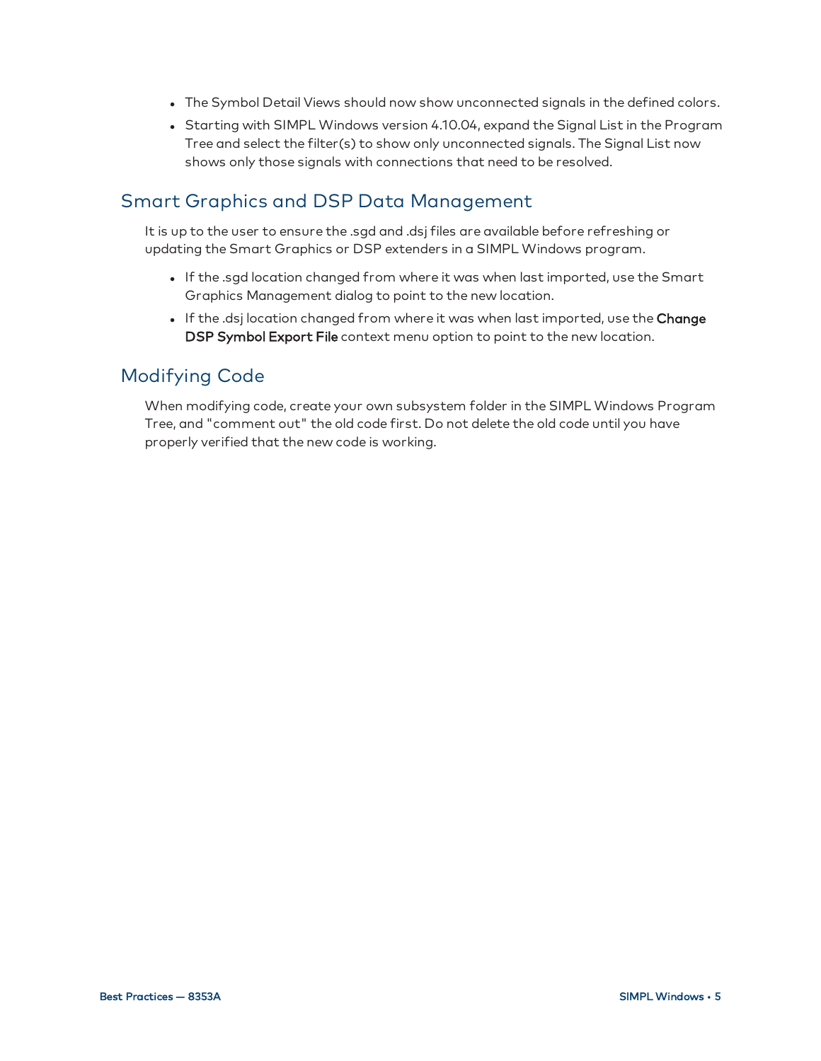- The Symbol Detail Views should now show unconnected signals in the defined colors.
- Starting with SIMPL Windows version 4.10.04, expand the Signal List in the Program Tree and select the filter(s) to show only unconnected signals. The Signal List now shows only those signals with connections that need to be resolved.

## Smart Graphics and DSP Data Management

It is up to the user to ensure the .sgd and .dsj files are available before refreshing or updating the Smart Graphics or DSP extenders in a SIMPL Windows program.

- If the .sgd location changed from where it was when last imported, use the Smart Graphics Management dialog to point to the new location.
- If the .dsj location changed from where it was when last imported, use the **Change DSP Symbol Export File** context menu option to point to the new location.

## Modifying Code

When modifying code, create your own subsystem folder in the SIMPL Windows Program Tree, and "comment out" the old code first. Do not delete the old code until you have properly verified that the new code is working.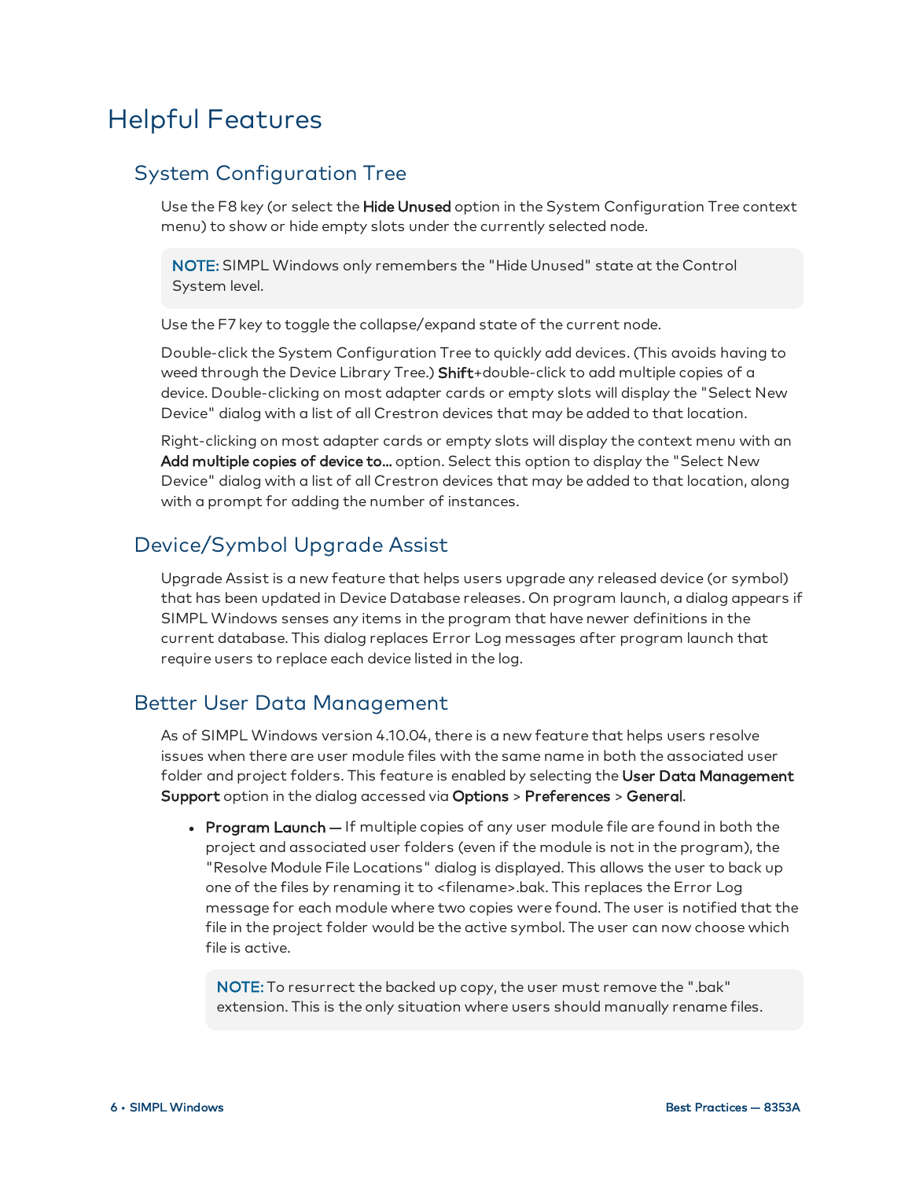# Helpful Features

## System Configuration Tree

Use the F8 key (or select the **Hide Unused** option in the System Configuration Tree context menu) to show or hide empty slots under the currently selected node.

> **NOTE:** SIMPL Windows only remembers the "Hide Unused" state at the Control System level.

Use the F7 key to toggle the collapse/expand state of the current node.

Double-click the System Configuration Tree to quickly add devices. (This avoids having to weed through the Device Library Tree.) **Shift**+double-click to add multiple copies of a device. Double-clicking on most adapter cards or empty slots will display the "Select New Device" dialog with a list of all Crestron devices that may be added to that location.

Right-clicking on most adapter cards or empty slots will display the context menu with an **Add multiple copies of device to...** option. Select this option to display the "Select New Device" dialog with a list of all Crestron devices that may be added to that location, along with a prompt for adding the number of instances.

## Device/Symbol Upgrade Assist

Upgrade Assist is a new feature that helps users upgrade any released device (or symbol) that has been updated in Device Database releases. On program launch, a dialog appears if SIMPL Windows senses any items in the program that have newer definitions in the current database. This dialog replaces Error Log messages after program launch that require users to replace each device listed in the log.

## Better User Data Management

As of SIMPL Windows version 4.10.04, there is a new feature that helps users resolve issues when there are user module files with the same name in both the associated user folder and project folders. This feature is enabled by selecting the **User Data Management Support** option in the dialog accessed via **Options** > **Preferences** > **General**.

- **Program Launch** — If multiple copies of any user module file are found in both the project and associated user folders (even if the module is not in the program), the "Resolve Module File Locations" dialog is displayed. This allows the user to back up one of the files by renaming it to <filename>.bak. This replaces the Error Log message for each module where two copies were found. The user is notified that the file in the project folder would be the active symbol. The user can now choose which file is active.

  > **NOTE:** To resurrect the backed up copy, the user must remove the ".bak" extension. This is the only situation where users should manually rename files.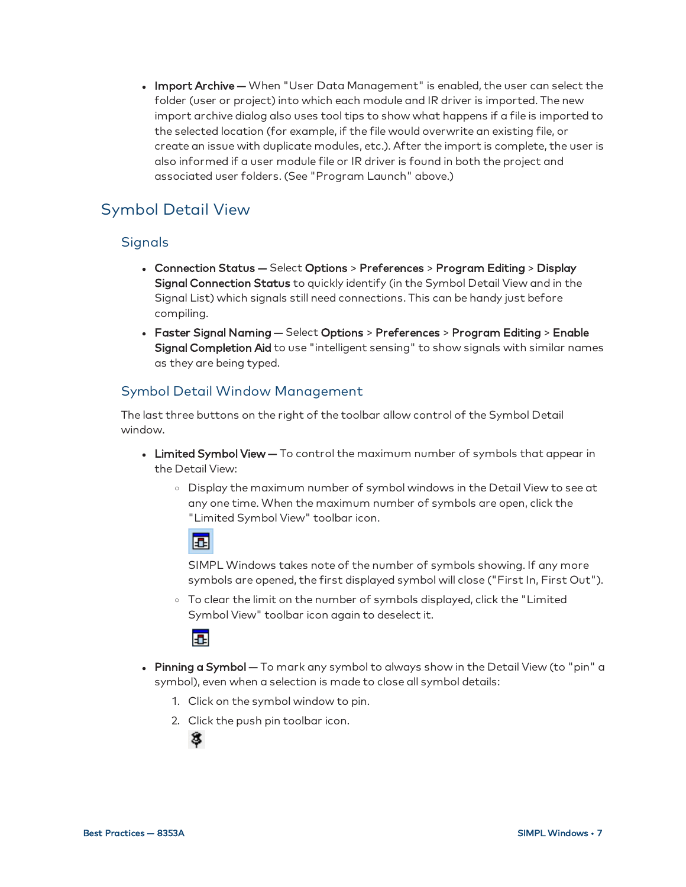- **Import Archive —** When "User Data Management" is enabled, the user can select the folder (user or project) into which each module and IR driver is imported. The new import archive dialog also uses tool tips to show what happens if a file is imported to the selected location (for example, if the file would overwrite an existing file, or create an issue with duplicate modules, etc.). After the import is complete, the user is also informed if a user module file or IR driver is found in both the project and associated user folders. (See "Program Launch" above.)

## Symbol Detail View

### Signals

- **Connection Status —** Select **Options** > **Preferences** > **Program Editing** > **Display Signal Connection Status** to quickly identify (in the Symbol Detail View and in the Signal List) which signals still need connections. This can be handy just before compiling.
- **Faster Signal Naming —** Select **Options** > **Preferences** > **Program Editing** > **Enable Signal Completion Aid** to use "intelligent sensing" to show signals with similar names as they are being typed.

### Symbol Detail Window Management

The last three buttons on the right of the toolbar allow control of the Symbol Detail window.

- **Limited Symbol View —** To control the maximum number of symbols that appear in the Detail View:
  - Display the maximum number of symbol windows in the Detail View to see at any one time. When the maximum number of symbols are open, click the "Limited Symbol View" toolbar icon.

    SIMPL Windows takes note of the number of symbols showing. If any more symbols are opened, the first displayed symbol will close ("First In, First Out").
  - To clear the limit on the number of symbols displayed, click the "Limited Symbol View" toolbar icon again to deselect it.
- **Pinning a Symbol —** To mark any symbol to always show in the Detail View (to "pin" a symbol), even when a selection is made to close all symbol details:
  1. Click on the symbol window to pin.
  2. Click the push pin toolbar icon.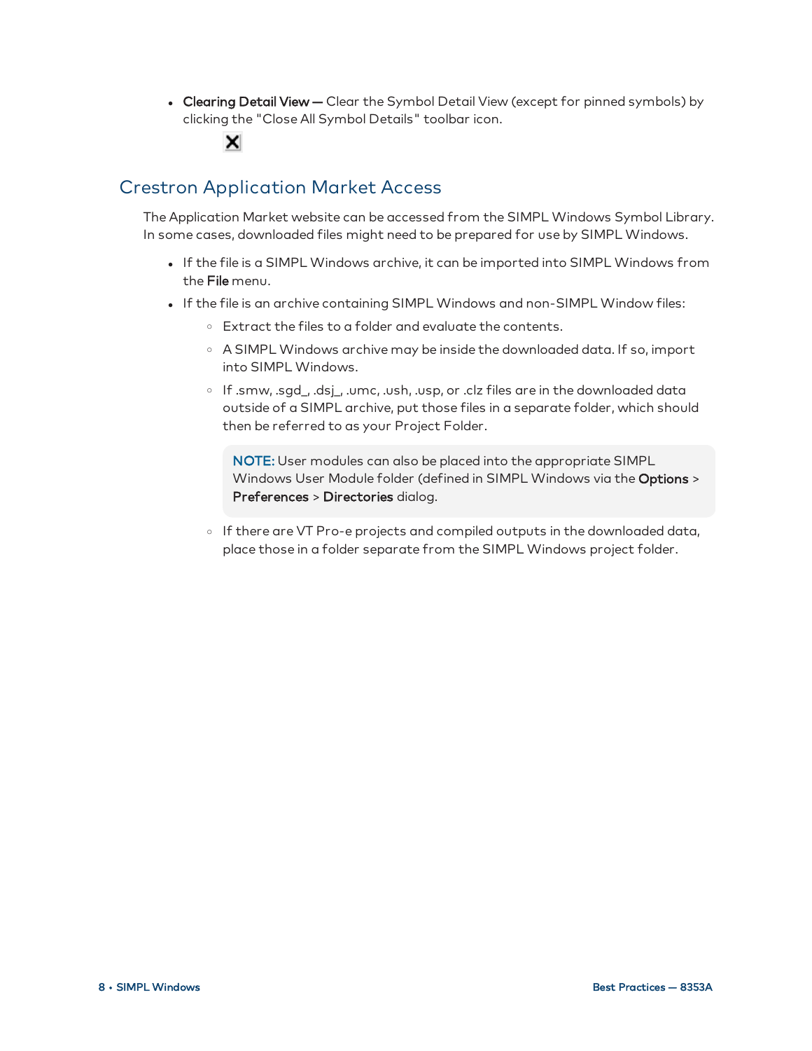- **Clearing Detail View —** Clear the Symbol Detail View (except for pinned symbols) by clicking the "Close All Symbol Details" toolbar icon.

## Crestron Application Market Access

The Application Market website can be accessed from the SIMPL Windows Symbol Library. In some cases, downloaded files might need to be prepared for use by SIMPL Windows.

- If the file is a SIMPL Windows archive, it can be imported into SIMPL Windows from the **File** menu.
- If the file is an archive containing SIMPL Windows and non-SIMPL Window files:
  - Extract the files to a folder and evaluate the contents.
  - A SIMPL Windows archive may be inside the downloaded data. If so, import into SIMPL Windows.
  - If .smw, .sgd_, .dsj_, .umc, .ush, .usp, or .clz files are in the downloaded data outside of a SIMPL archive, put those files in a separate folder, which should then be referred to as your Project Folder.

    **NOTE:** User modules can also be placed into the appropriate SIMPL Windows User Module folder (defined in SIMPL Windows via the **Options** > **Preferences** > **Directories** dialog.

  - If there are VT Pro-e projects and compiled outputs in the downloaded data, place those in a folder separate from the SIMPL Windows project folder.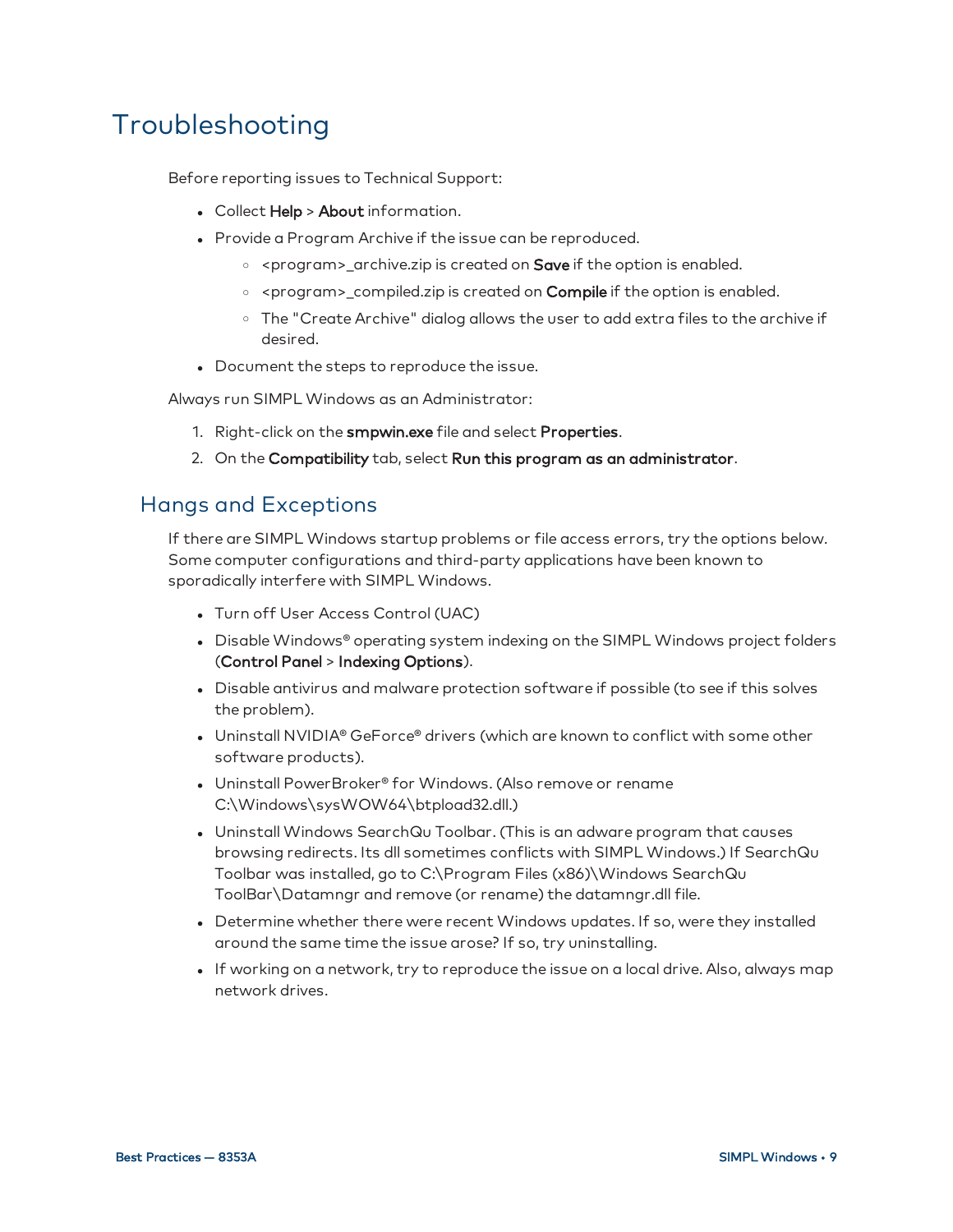# Troubleshooting

Before reporting issues to Technical Support:

- Collect **Help** > **About** information.
- Provide a Program Archive if the issue can be reproduced.
  - <program>_archive.zip is created on **Save** if the option is enabled.
  - <program>_compiled.zip is created on **Compile** if the option is enabled.
  - The "Create Archive" dialog allows the user to add extra files to the archive if desired.
- Document the steps to reproduce the issue.

Always run SIMPL Windows as an Administrator:

1. Right-click on the **smpwin.exe** file and select **Properties**.
2. On the **Compatibility** tab, select **Run this program as an administrator**.

## Hangs and Exceptions

If there are SIMPL Windows startup problems or file access errors, try the options below. Some computer configurations and third-party applications have been known to sporadically interfere with SIMPL Windows.

- Turn off User Access Control (UAC)
- Disable Windows® operating system indexing on the SIMPL Windows project folders (**Control Panel** > **Indexing Options**).
- Disable antivirus and malware protection software if possible (to see if this solves the problem).
- Uninstall NVIDIA® GeForce® drivers (which are known to conflict with some other software products).
- Uninstall PowerBroker® for Windows. (Also remove or rename C:\Windows\sysWOW64\btpload32.dll.)
- Uninstall Windows SearchQu Toolbar. (This is an adware program that causes browsing redirects. Its dll sometimes conflicts with SIMPL Windows.) If SearchQu Toolbar was installed, go to C:\Program Files (x86)\Windows SearchQu ToolBar\Datamngr and remove (or rename) the datamngr.dll file.
- Determine whether there were recent Windows updates. If so, were they installed around the same time the issue arose? If so, try uninstalling.
- If working on a network, try to reproduce the issue on a local drive. Also, always map network drives.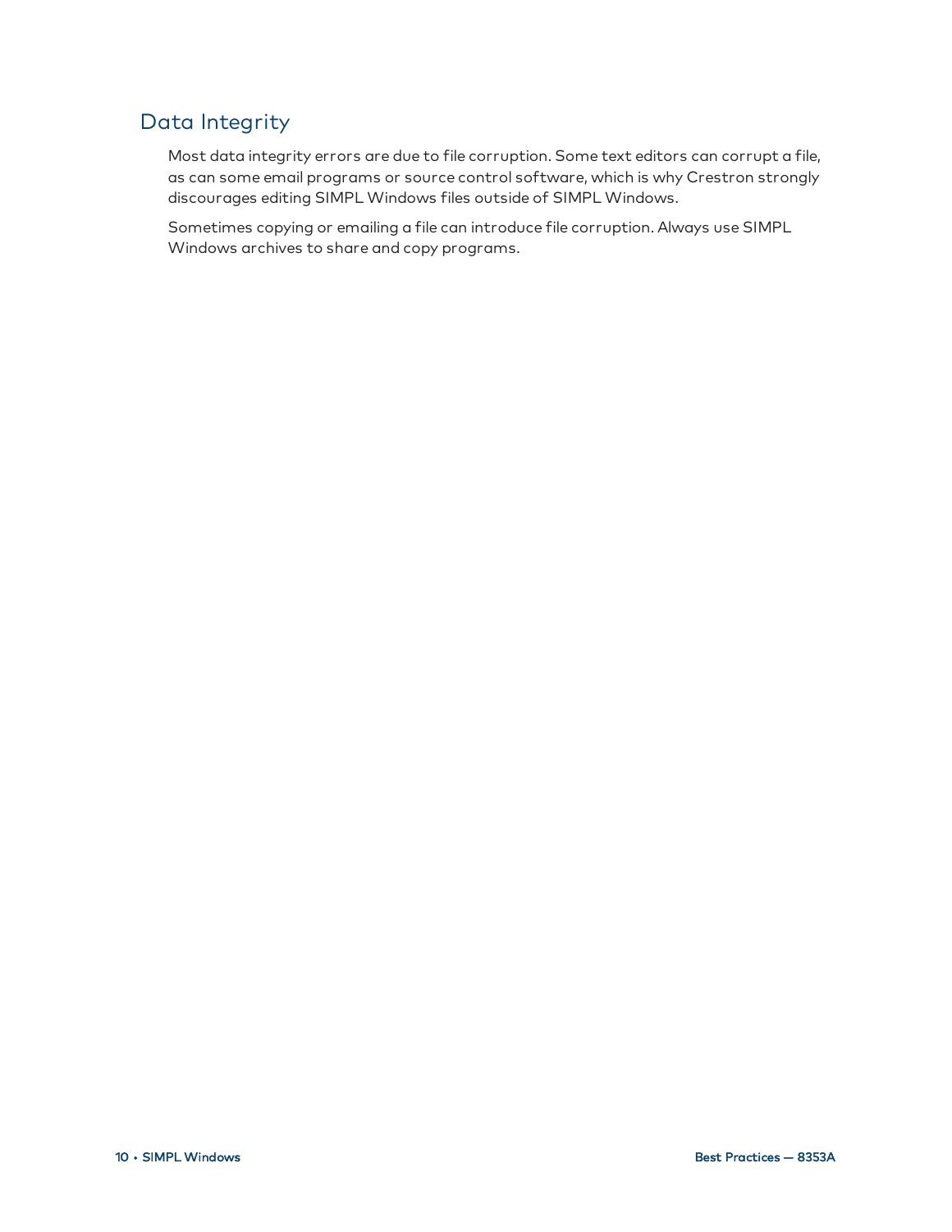## Data Integrity

Most data integrity errors are due to file corruption. Some text editors can corrupt a file, as can some email programs or source control software, which is why Crestron strongly discourages editing SIMPL Windows files outside of SIMPL Windows.

Sometimes copying or emailing a file can introduce file corruption. Always use SIMPL Windows archives to share and copy programs.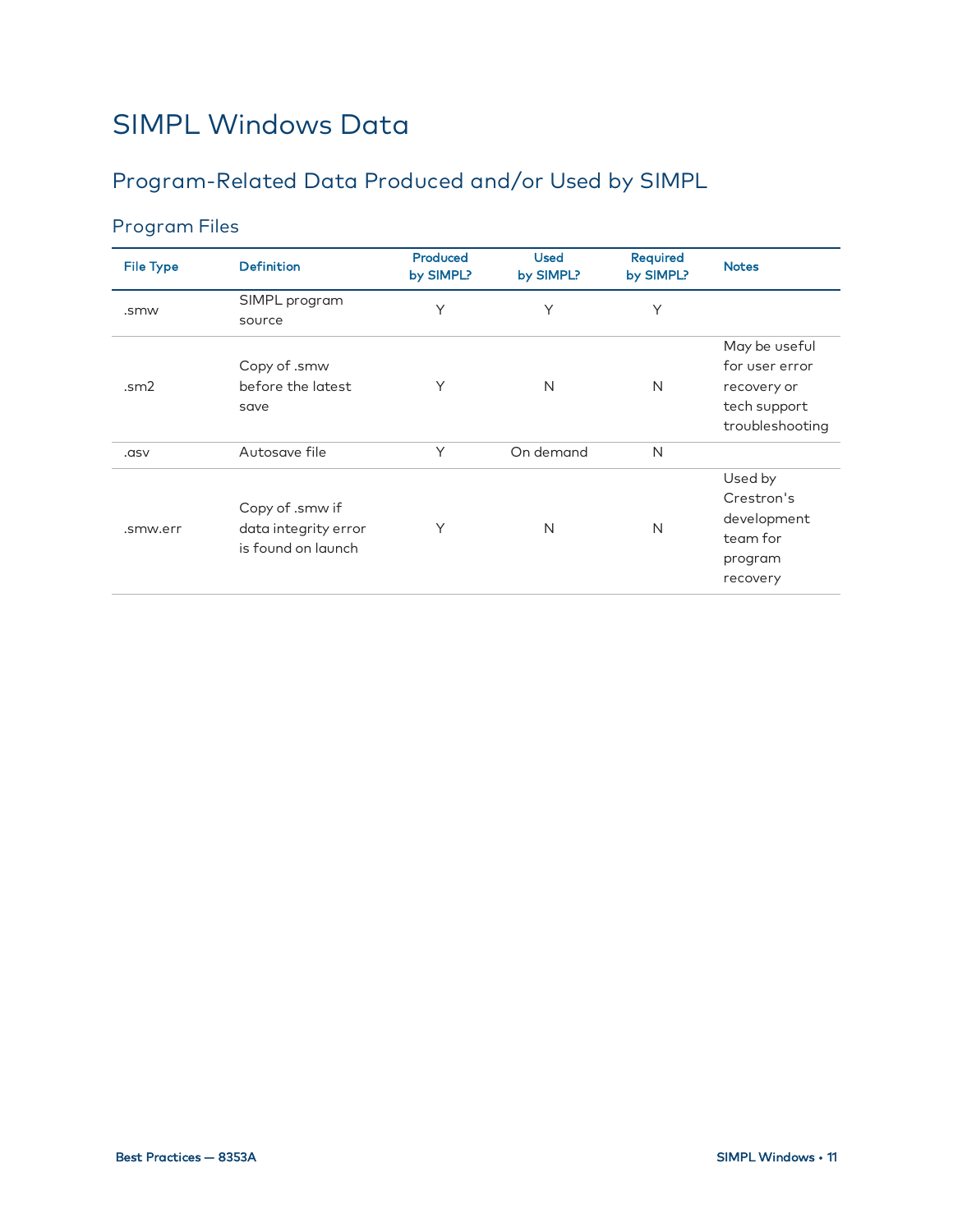# SIMPL Windows Data

## Program-Related Data Produced and/or Used by SIMPL

### Program Files

| File Type | Definition | Produced by SIMPL? | Used by SIMPL? | Required by SIMPL? | Notes |
|---|---|---|---|---|---|
| .smw | SIMPL program source | Y | Y | Y | |
| .sm2 | Copy of .smw before the latest save | Y | N | N | May be useful for user error recovery or tech support troubleshooting |
| .asv | Autosave file | Y | On demand | N | |
| .smw.err | Copy of .smw if data integrity error is found on launch | Y | N | N | Used by Crestron's development team for program recovery |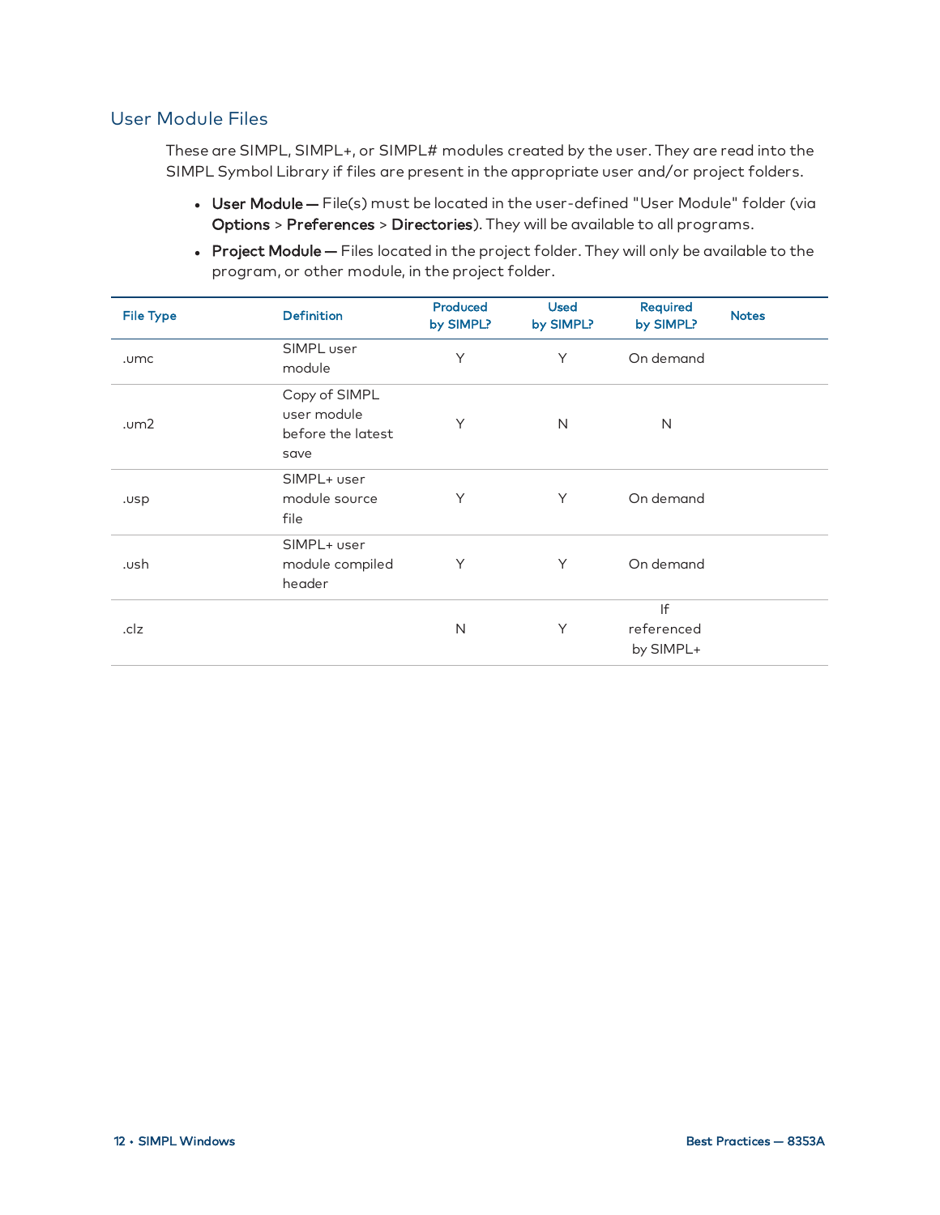## User Module Files

These are SIMPL, SIMPL+, or SIMPL# modules created by the user. They are read into the SIMPL Symbol Library if files are present in the appropriate user and/or project folders.

- **User Module —** File(s) must be located in the user-defined "User Module" folder (via **Options** > **Preferences** > **Directories**). They will be available to all programs.
- **Project Module —** Files located in the project folder. They will only be available to the program, or other module, in the project folder.

| File Type | Definition | Produced by SIMPL? | Used by SIMPL? | Required by SIMPL? | Notes |
|---|---|---|---|---|---|
| .umc | SIMPL user module | Y | Y | On demand | |
| .um2 | Copy of SIMPL user module before the latest save | Y | N | N | |
| .usp | SIMPL+ user module source file | Y | Y | On demand | |
| .ush | SIMPL+ user module compiled header | Y | Y | On demand | |
| .clz | | N | Y | If referenced by SIMPL+ | |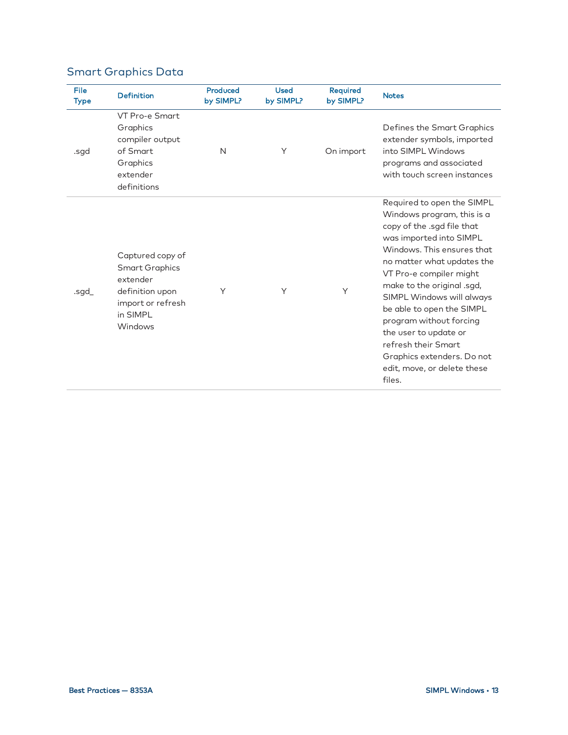## Smart Graphics Data

| File Type | Definition | Produced by SIMPL? | Used by SIMPL? | Required by SIMPL? | Notes |
|---|---|---|---|---|---|
| .sgd | VT Pro-e Smart Graphics compiler output of Smart Graphics extender definitions | N | Y | On import | Defines the Smart Graphics extender symbols, imported into SIMPL Windows programs and associated with touch screen instances |
| .sgd_ | Captured copy of Smart Graphics extender definition upon import or refresh in SIMPL Windows | Y | Y | Y | Required to open the SIMPL Windows program, this is a copy of the .sgd file that was imported into SIMPL Windows. This ensures that no matter what updates the VT Pro-e compiler might make to the original .sgd, SIMPL Windows will always be able to open the SIMPL program without forcing the user to update or refresh their Smart Graphics extenders. Do not edit, move, or delete these files. |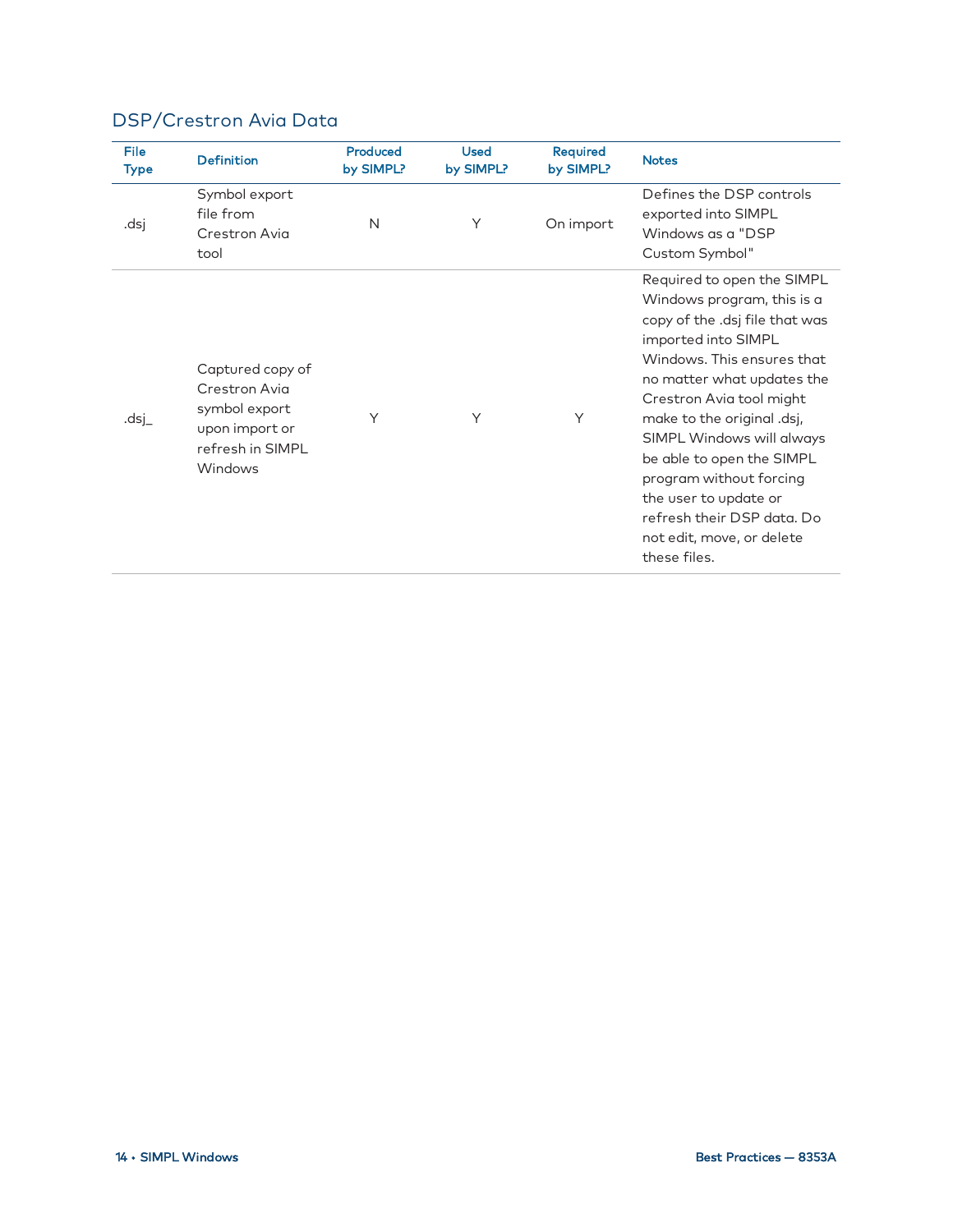## DSP/Crestron Avia Data

| File Type | Definition | Produced by SIMPL? | Used by SIMPL? | Required by SIMPL? | Notes |
|---|---|---|---|---|---|
| .dsj | Symbol export file from Crestron Avia tool | N | Y | On import | Defines the DSP controls exported into SIMPL Windows as a "DSP Custom Symbol" |
| .dsj_ | Captured copy of Crestron Avia symbol export upon import or refresh in SIMPL Windows | Y | Y | Y | Required to open the SIMPL Windows program, this is a copy of the .dsj file that was imported into SIMPL Windows. This ensures that no matter what updates the Crestron Avia tool might make to the original .dsj, SIMPL Windows will always be able to open the SIMPL program without forcing the user to update or refresh their DSP data. Do not edit, move, or delete these files. |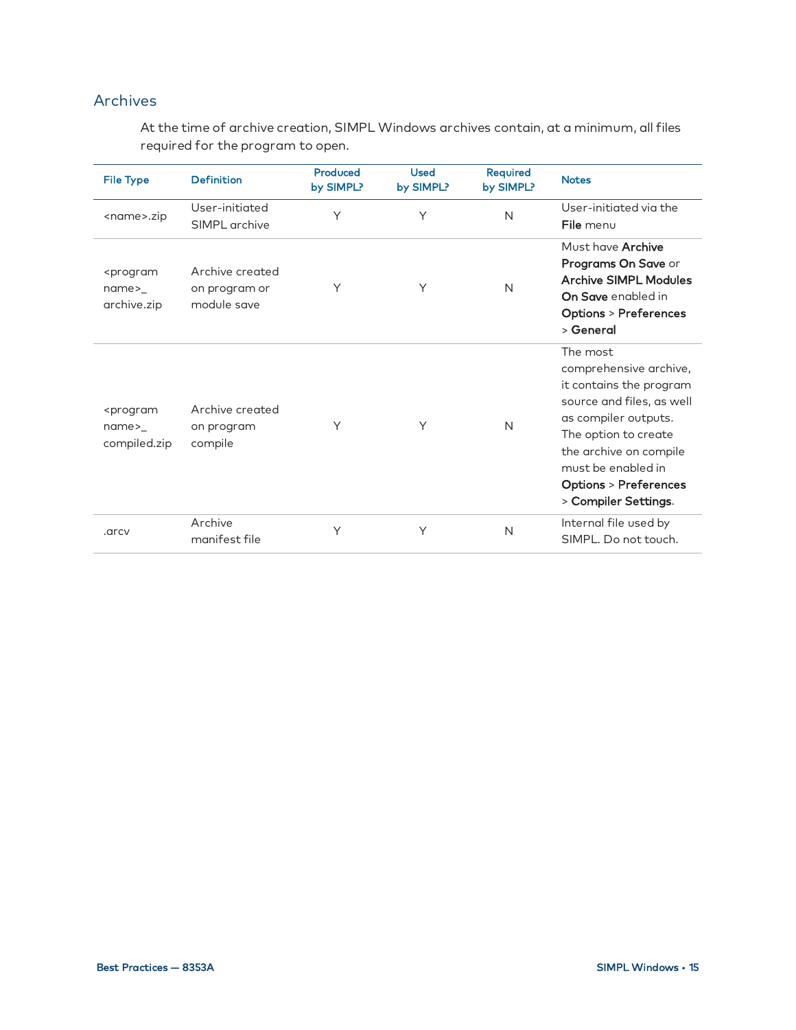## Archives

At the time of archive creation, SIMPL Windows archives contain, at a minimum, all files required for the program to open.

| File Type | Definition | Produced by SIMPL? | Used by SIMPL? | Required by SIMPL? | Notes |
|---|---|---|---|---|---|
| <name>.zip | User-initiated SIMPL archive | Y | Y | N | User-initiated via the **File** menu |
| <program name>_ archive.zip | Archive created on program or module save | Y | Y | N | Must have **Archive Programs On Save** or **Archive SIMPL Modules On Save** enabled in **Options** > **Preferences** > **General** |
| <program name>_ compiled.zip | Archive created on program compile | Y | Y | N | The most comprehensive archive, it contains the program source and files, as well as compiler outputs. The option to create the archive on compile must be enabled in **Options** > **Preferences** > **Compiler Settings**. |
| .arcv | Archive manifest file | Y | Y | N | Internal file used by SIMPL. Do not touch. |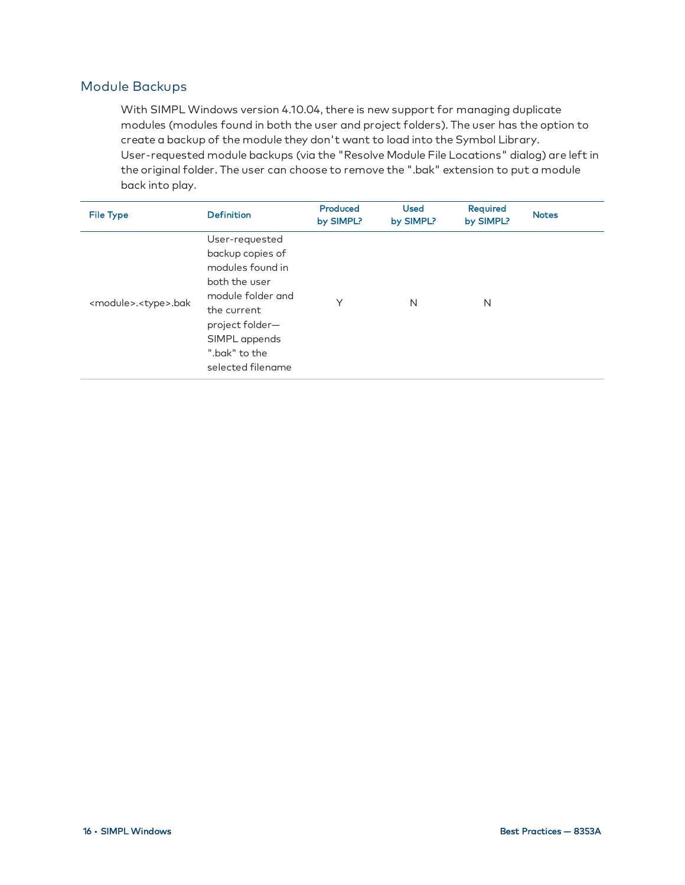## Module Backups

With SIMPL Windows version 4.10.04, there is new support for managing duplicate modules (modules found in both the user and project folders). The user has the option to create a backup of the module they don't want to load into the Symbol Library. User-requested module backups (via the "Resolve Module File Locations" dialog) are left in the original folder. The user can choose to remove the ".bak" extension to put a module back into play.

| File Type | Definition | Produced by SIMPL? | Used by SIMPL? | Required by SIMPL? | Notes |
|---|---|---|---|---|---|
| <module>.<type>.bak | User-requested backup copies of modules found in both the user module folder and the current project folder—SIMPL appends ".bak" to the selected filename | Y | N | N | |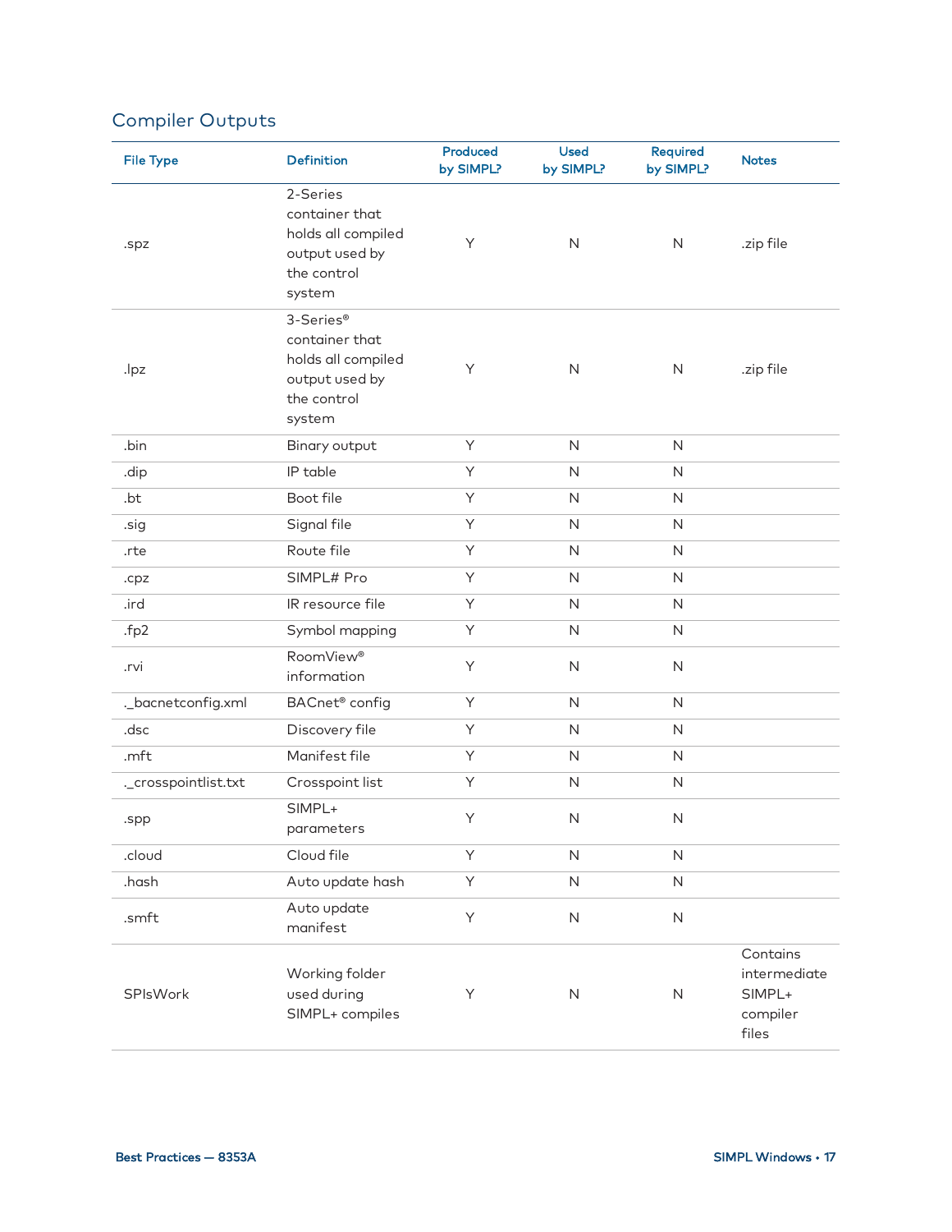## Compiler Outputs

| File Type | Definition | Produced by SIMPL? | Used by SIMPL? | Required by SIMPL? | Notes |
|---|---|---|---|---|---|
| .spz | 2-Series container that holds all compiled output used by the control system | Y | N | N | .zip file |
| .lpz | 3-Series® container that holds all compiled output used by the control system | Y | N | N | .zip file |
| .bin | Binary output | Y | N | N | |
| .dip | IP table | Y | N | N | |
| .bt | Boot file | Y | N | N | |
| .sig | Signal file | Y | N | N | |
| .rte | Route file | Y | N | N | |
| .cpz | SIMPL# Pro | Y | N | N | |
| .ird | IR resource file | Y | N | N | |
| .fp2 | Symbol mapping | Y | N | N | |
| .rvi | RoomView® information | Y | N | N | |
| ._bacnetconfig.xml | BACnet® config | Y | N | N | |
| .dsc | Discovery file | Y | N | N | |
| .mft | Manifest file | Y | N | N | |
| ._crosspointlist.txt | Crosspoint list | Y | N | N | |
| .spp | SIMPL+ parameters | Y | N | N | |
| .cloud | Cloud file | Y | N | N | |
| .hash | Auto update hash | Y | N | N | |
| .smft | Auto update manifest | Y | N | N | |
| SPlsWork | Working folder used during SIMPL+ compiles | Y | N | N | Contains intermediate SIMPL+ compiler files |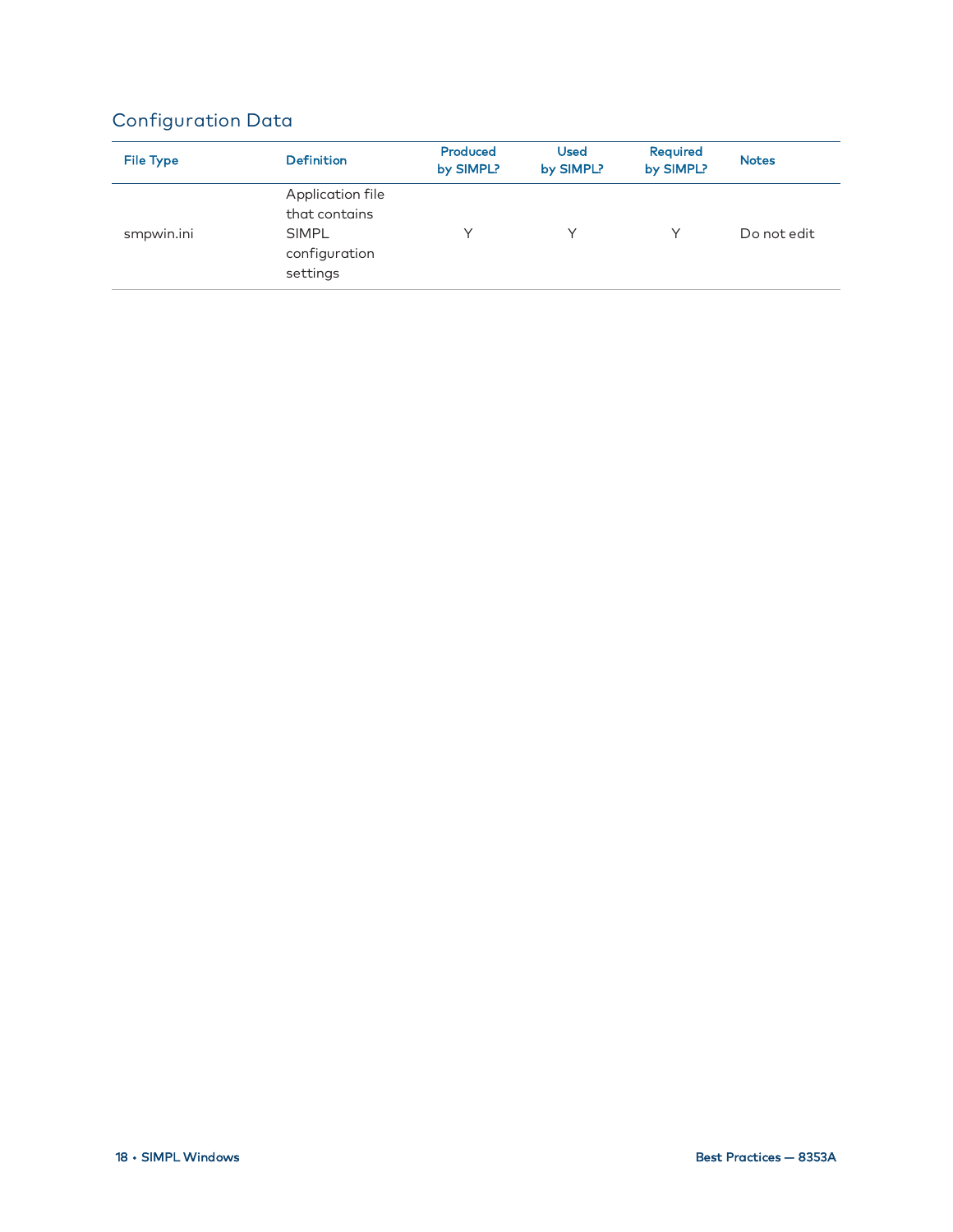## Configuration Data

| File Type | Definition | Produced by SIMPL? | Used by SIMPL? | Required by SIMPL? | Notes |
|---|---|---|---|---|---|
| smpwin.ini | Application file that contains SIMPL configuration settings | Y | Y | Y | Do not edit |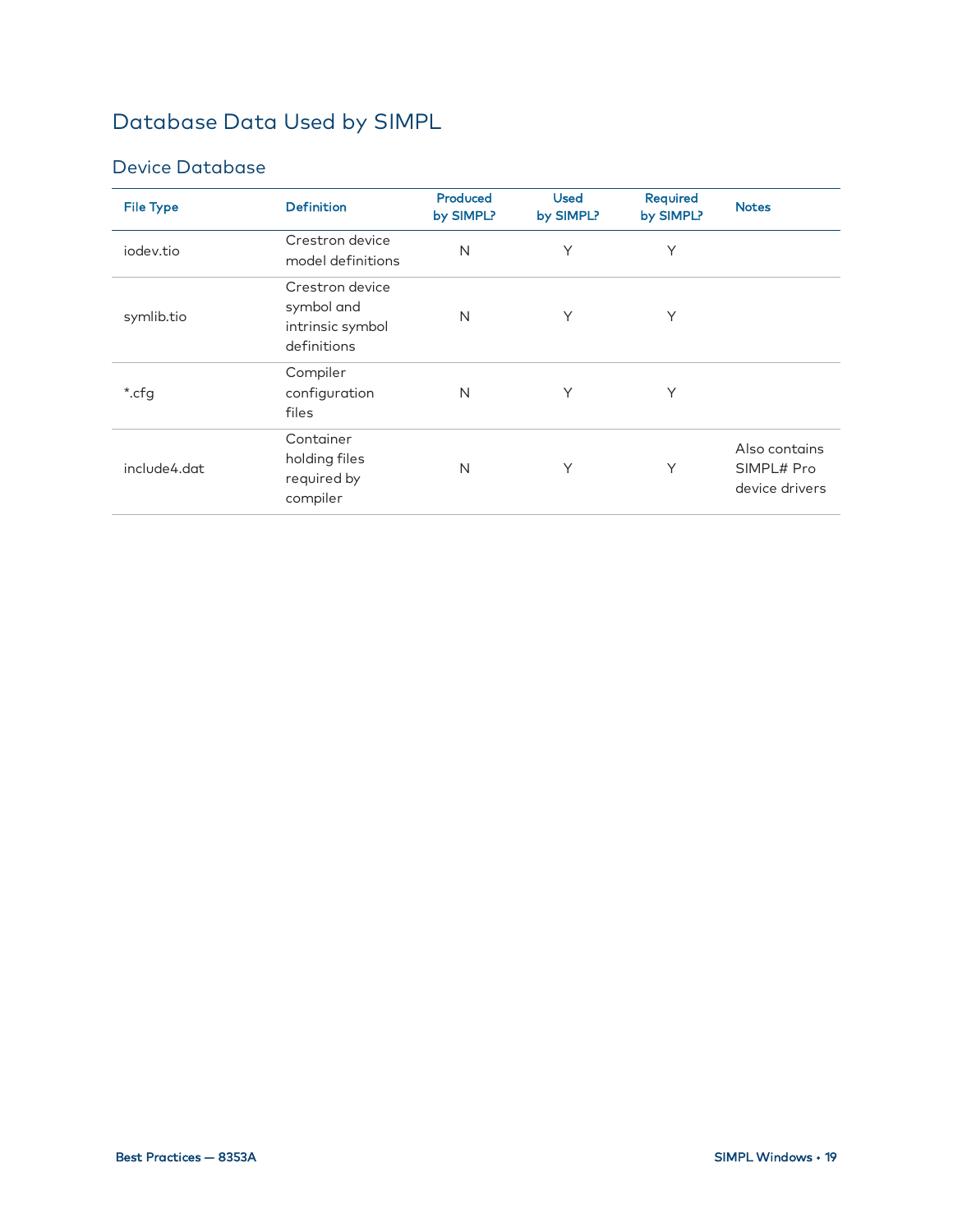# Database Data Used by SIMPL

## Device Database

| File Type | Definition | Produced by SIMPL? | Used by SIMPL? | Required by SIMPL? | Notes |
|---|---|---|---|---|---|
| iodev.tio | Crestron device model definitions | N | Y | Y | |
| symlib.tio | Crestron device symbol and intrinsic symbol definitions | N | Y | Y | |
| *.cfg | Compiler configuration files | N | Y | Y | |
| include4.dat | Container holding files required by compiler | N | Y | Y | Also contains SIMPL# Pro device drivers |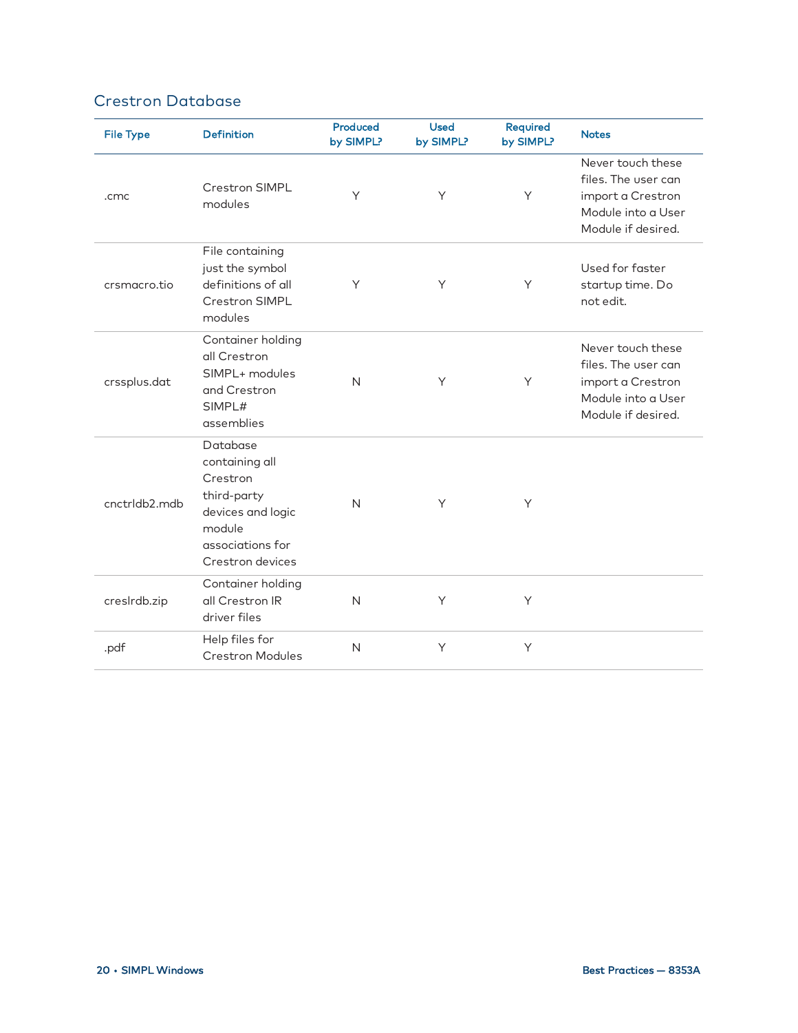## Crestron Database

| File Type | Definition | Produced by SIMPL? | Used by SIMPL? | Required by SIMPL? | Notes |
|---|---|---|---|---|---|
| .cmc | Crestron SIMPL modules | Y | Y | Y | Never touch these files. The user can import a Crestron Module into a User Module if desired. |
| crsmacro.tio | File containing just the symbol definitions of all Crestron SIMPL modules | Y | Y | Y | Used for faster startup time. Do not edit. |
| crssplus.dat | Container holding all Crestron SIMPL+ modules and Crestron SIMPL# assemblies | N | Y | Y | Never touch these files. The user can import a Crestron Module into a User Module if desired. |
| cnctrldb2.mdb | Database containing all Crestron third-party devices and logic module associations for Crestron devices | N | Y | Y | |
| creslrdb.zip | Container holding all Crestron IR driver files | N | Y | Y | |
| .pdf | Help files for Crestron Modules | N | Y | Y | |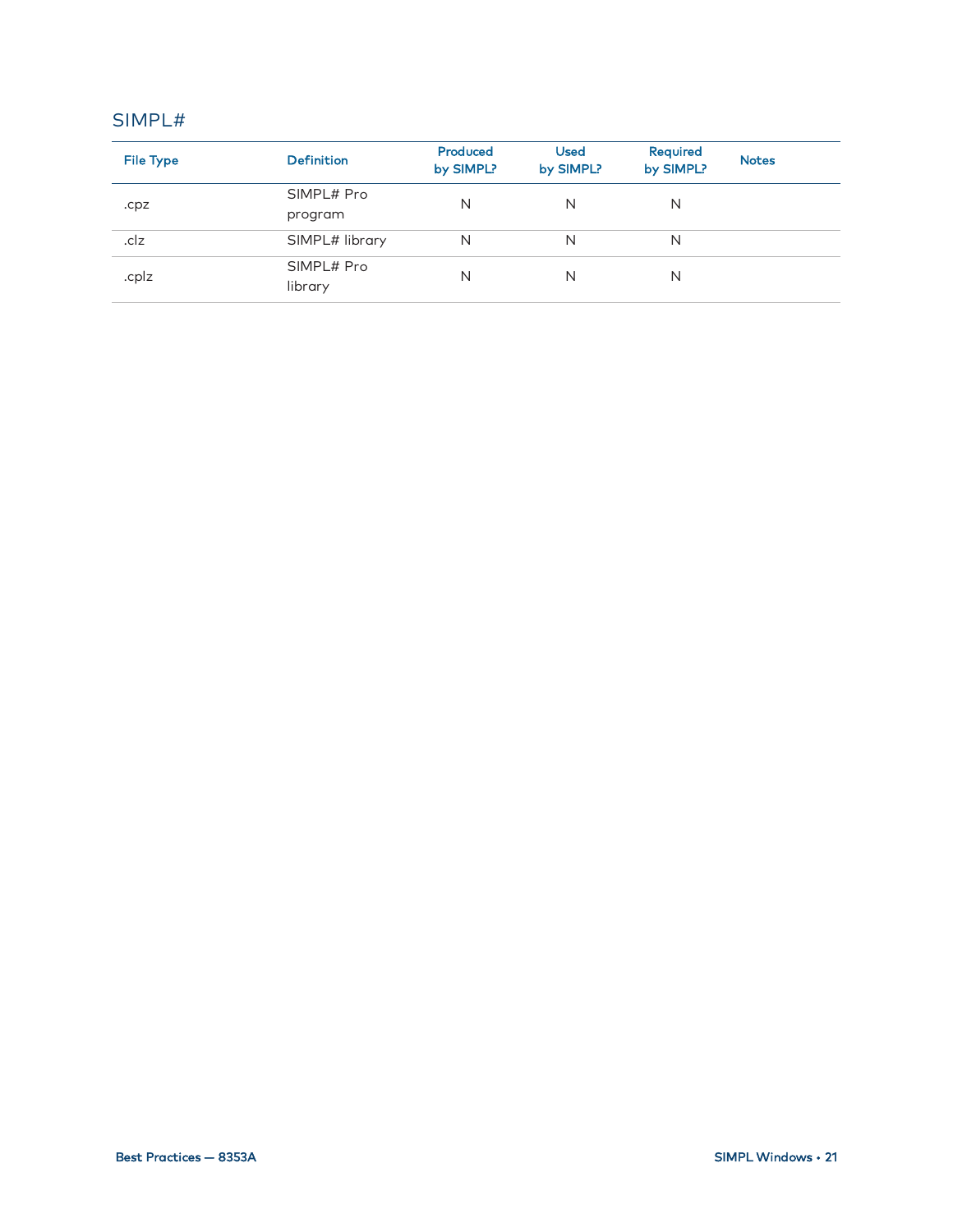## SIMPL#

| File Type | Definition | Produced by SIMPL? | Used by SIMPL? | Required by SIMPL? | Notes |
|---|---|---|---|---|---|
| .cpz | SIMPL# Pro program | N | N | N | |
| .clz | SIMPL# library | N | N | N | |
| .cplz | SIMPL# Pro library | N | N | N | |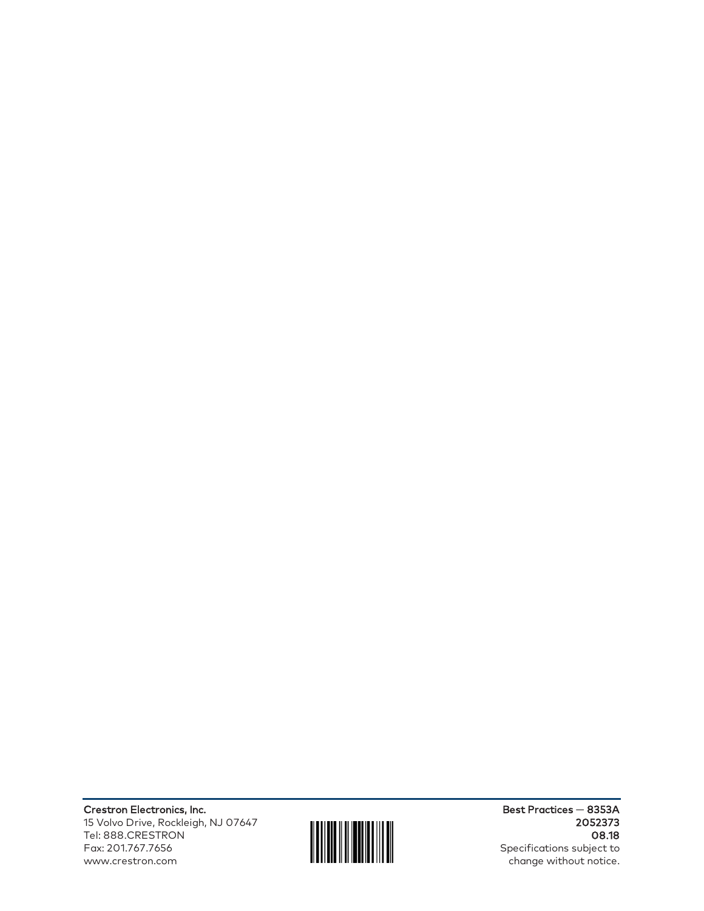**Crestron Electronics, Inc.**
15 Volvo Drive, Rockleigh, NJ 07647
Tel: 888.CRESTRON
Fax: 201.767.7656
www.crestron.com

**Best Practices — 8353A**
**2052373**
**08.18**
Specifications subject to
change without notice.